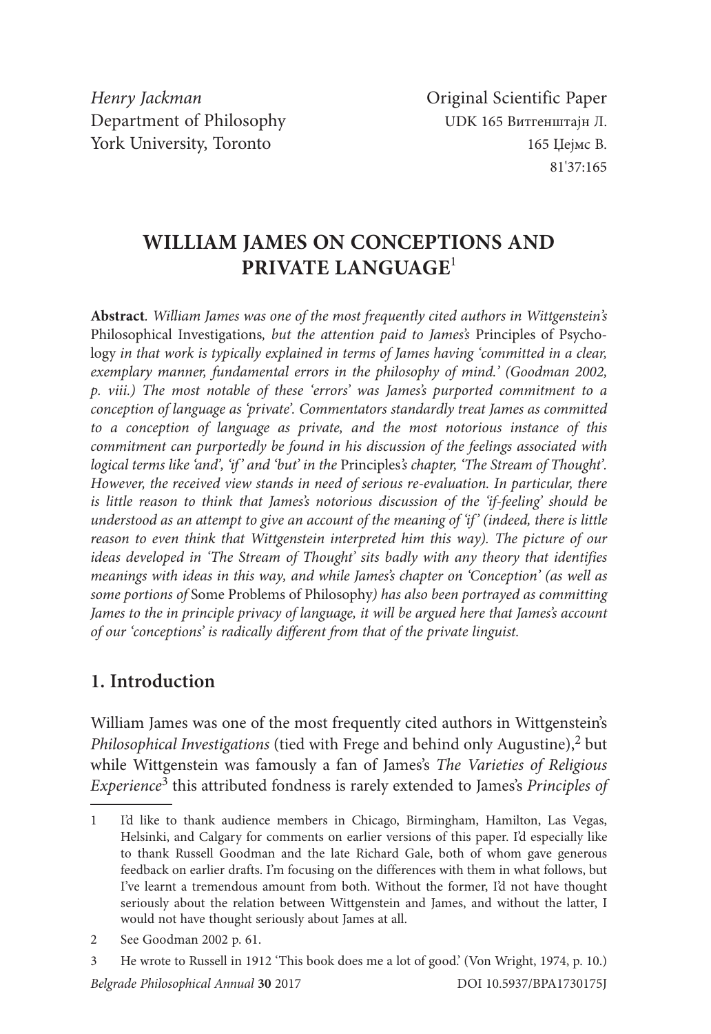*Henry Jackman*
Department of Philosophy
York University, Toronto

Original Scientific Paper
UDK 165 Витгенштајн Л.
165 Џејмс В.
81'37:165

# WILLIAM JAMES ON CONCEPTIONS AND PRIVATE LANGUAGE[1]

**Abstract**. *William James was one of the most frequently cited authors in Wittgenstein's* Philosophical Investigations*, but the attention paid to James's* Principles of Psychology *in that work is typically explained in terms of James having 'committed in a clear, exemplary manner, fundamental errors in the philosophy of mind.' (Goodman 2002, p. viii.) The most notable of these 'errors' was James's purported commitment to a conception of language as 'private'. Commentators standardly treat James as committed to a conception of language as private, and the most notorious instance of this commitment can purportedly be found in his discussion of the feelings associated with logical terms like 'and', 'if' and 'but' in the* Principles*'s chapter, 'The Stream of Thought'. However, the received view stands in need of serious re-evaluation. In particular, there is little reason to think that James's notorious discussion of the 'if-feeling' should be understood as an attempt to give an account of the meaning of 'if' (indeed, there is little reason to even think that Wittgenstein interpreted him this way). The picture of our ideas developed in 'The Stream of Thought' sits badly with any theory that identifies meanings with ideas in this way, and while James's chapter on 'Conception' (as well as some portions of* Some Problems of Philosophy*) has also been portrayed as committing James to the in principle privacy of language, it will be argued here that James's account of our 'conceptions' is radically different from that of the private linguist.*

## 1. Introduction

William James was one of the most frequently cited authors in Wittgenstein's *Philosophical Investigations* (tied with Frege and behind only Augustine),[2] but while Wittgenstein was famously a fan of James's *The Varieties of Religious Experience*[3] this attributed fondness is rarely extended to James's *Principles of*

---

1 I'd like to thank audience members in Chicago, Birmingham, Hamilton, Las Vegas, Helsinki, and Calgary for comments on earlier versions of this paper. I'd especially like to thank Russell Goodman and the late Richard Gale, both of whom gave generous feedback on earlier drafts. I'm focusing on the differences with them in what follows, but I've learnt a tremendous amount from both. Without the former, I'd not have thought seriously about the relation between Wittgenstein and James, and without the latter, I would not have thought seriously about James at all.

2 See Goodman 2002 p. 61.

3 He wrote to Russell in 1912 'This book does me a lot of good.' (Von Wright, 1974, p. 10.)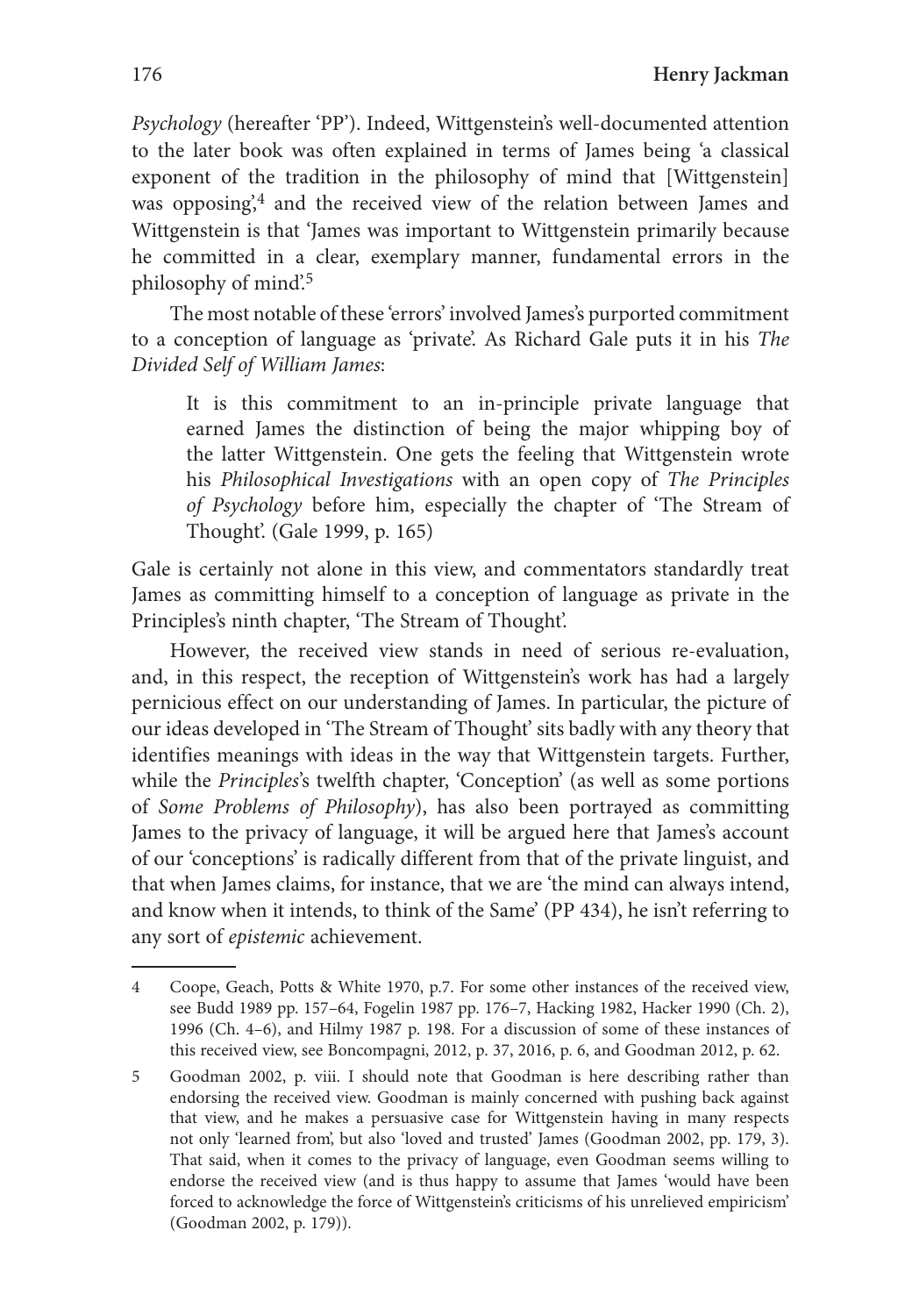*Psychology* (hereafter 'PP'). Indeed, Wittgenstein's well-documented attention to the later book was often explained in terms of James being 'a classical exponent of the tradition in the philosophy of mind that [Wittgenstein] was opposing',[4] and the received view of the relation between James and Wittgenstein is that 'James was important to Wittgenstein primarily because he committed in a clear, exemplary manner, fundamental errors in the philosophy of mind'.[5]

The most notable of these 'errors' involved James's purported commitment to a conception of language as 'private'. As Richard Gale puts it in his *The Divided Self of William James*:

> It is this commitment to an in-principle private language that earned James the distinction of being the major whipping boy of the latter Wittgenstein. One gets the feeling that Wittgenstein wrote his *Philosophical Investigations* with an open copy of *The Principles of Psychology* before him, especially the chapter of 'The Stream of Thought'. (Gale 1999, p. 165)

Gale is certainly not alone in this view, and commentators standardly treat James as committing himself to a conception of language as private in the Principles's ninth chapter, 'The Stream of Thought'.

However, the received view stands in need of serious re-evaluation, and, in this respect, the reception of Wittgenstein's work has had a largely pernicious effect on our understanding of James. In particular, the picture of our ideas developed in 'The Stream of Thought' sits badly with any theory that identifies meanings with ideas in the way that Wittgenstein targets. Further, while the *Principles*'s twelfth chapter, 'Conception' (as well as some portions of *Some Problems of Philosophy*), has also been portrayed as committing James to the privacy of language, it will be argued here that James's account of our 'conceptions' is radically different from that of the private linguist, and that when James claims, for instance, that we are 'the mind can always intend, and know when it intends, to think of the Same' (PP 434), he isn't referring to any sort of *epistemic* achievement.

---

4 Coope, Geach, Potts & White 1970, p.7. For some other instances of the received view, see Budd 1989 pp. 157–64, Fogelin 1987 pp. 176–7, Hacking 1982, Hacker 1990 (Ch. 2), 1996 (Ch. 4–6), and Hilmy 1987 p. 198. For a discussion of some of these instances of this received view, see Boncompagni, 2012, p. 37, 2016, p. 6, and Goodman 2012, p. 62.

5 Goodman 2002, p. viii. I should note that Goodman is here describing rather than endorsing the received view. Goodman is mainly concerned with pushing back against that view, and he makes a persuasive case for Wittgenstein having in many respects not only 'learned from', but also 'loved and trusted' James (Goodman 2002, pp. 179, 3). That said, when it comes to the privacy of language, even Goodman seems willing to endorse the received view (and is thus happy to assume that James 'would have been forced to acknowledge the force of Wittgenstein's criticisms of his unrelieved empiricism' (Goodman 2002, p. 179)).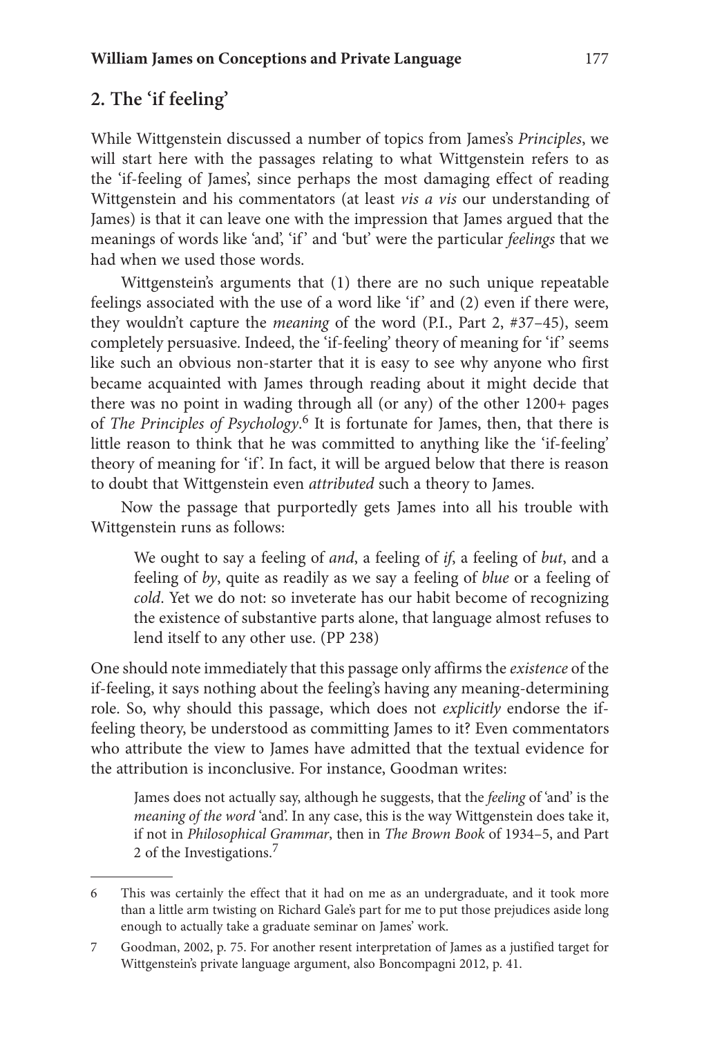## 2. The 'if feeling'

While Wittgenstein discussed a number of topics from James's *Principles*, we will start here with the passages relating to what Wittgenstein refers to as the 'if-feeling of James', since perhaps the most damaging effect of reading Wittgenstein and his commentators (at least *vis a vis* our understanding of James) is that it can leave one with the impression that James argued that the meanings of words like 'and', 'if' and 'but' were the particular *feelings* that we had when we used those words.

Wittgenstein's arguments that (1) there are no such unique repeatable feelings associated with the use of a word like 'if' and (2) even if there were, they wouldn't capture the *meaning* of the word (P.I., Part 2, #37–45), seem completely persuasive. Indeed, the 'if-feeling' theory of meaning for 'if' seems like such an obvious non-starter that it is easy to see why anyone who first became acquainted with James through reading about it might decide that there was no point in wading through all (or any) of the other 1200+ pages of *The Principles of Psychology*.[6] It is fortunate for James, then, that there is little reason to think that he was committed to anything like the 'if-feeling' theory of meaning for 'if'. In fact, it will be argued below that there is reason to doubt that Wittgenstein even *attributed* such a theory to James.

Now the passage that purportedly gets James into all his trouble with Wittgenstein runs as follows:

> We ought to say a feeling of *and*, a feeling of *if*, a feeling of *but*, and a feeling of *by*, quite as readily as we say a feeling of *blue* or a feeling of *cold*. Yet we do not: so inveterate has our habit become of recognizing the existence of substantive parts alone, that language almost refuses to lend itself to any other use. (PP 238)

One should note immediately that this passage only affirms the *existence* of the if-feeling, it says nothing about the feeling's having any meaning-determining role. So, why should this passage, which does not *explicitly* endorse the if-feeling theory, be understood as committing James to it? Even commentators who attribute the view to James have admitted that the textual evidence for the attribution is inconclusive. For instance, Goodman writes:

> James does not actually say, although he suggests, that the *feeling* of 'and' is the *meaning of the word* 'and'. In any case, this is the way Wittgenstein does take it, if not in *Philosophical Grammar*, then in *The Brown Book* of 1934–5, and Part 2 of the Investigations.[7]

---

6 This was certainly the effect that it had on me as an undergraduate, and it took more than a little arm twisting on Richard Gale's part for me to put those prejudices aside long enough to actually take a graduate seminar on James' work.

7 Goodman, 2002, p. 75. For another resent interpretation of James as a justified target for Wittgenstein's private language argument, also Boncompagni 2012, p. 41.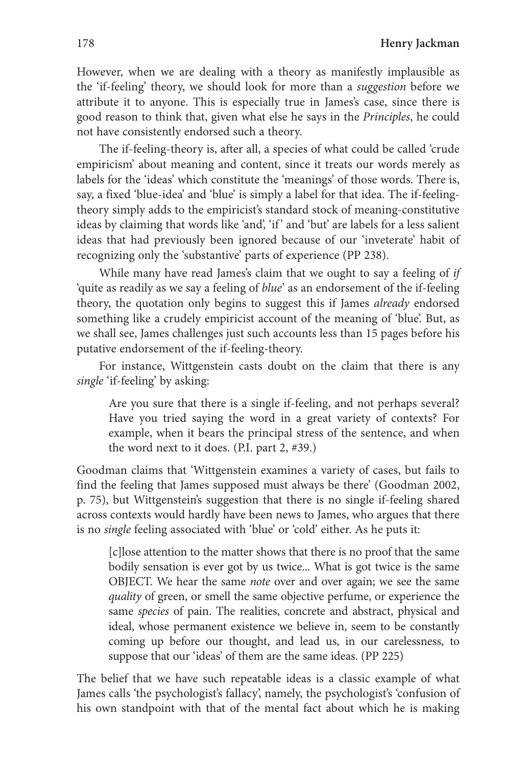However, when we are dealing with a theory as manifestly implausible as the 'if-feeling' theory, we should look for more than a *suggestion* before we attribute it to anyone. This is especially true in James's case, since there is good reason to think that, given what else he says in the *Principles*, he could not have consistently endorsed such a theory.

The if-feeling-theory is, after all, a species of what could be called 'crude empiricism' about meaning and content, since it treats our words merely as labels for the 'ideas' which constitute the 'meanings' of those words. There is, say, a fixed 'blue-idea' and 'blue' is simply a label for that idea. The if-feeling-theory simply adds to the empiricist's standard stock of meaning-constitutive ideas by claiming that words like 'and', 'if' and 'but' are labels for a less salient ideas that had previously been ignored because of our 'inveterate' habit of recognizing only the 'substantive' parts of experience (PP 238).

While many have read James's claim that we ought to say a feeling of *if* 'quite as readily as we say a feeling of *blue*' as an endorsement of the if-feeling theory, the quotation only begins to suggest this if James *already* endorsed something like a crudely empiricist account of the meaning of 'blue'. But, as we shall see, James challenges just such accounts less than 15 pages before his putative endorsement of the if-feeling-theory.

For instance, Wittgenstein casts doubt on the claim that there is any *single* 'if-feeling' by asking:

> Are you sure that there is a single if-feeling, and not perhaps several? Have you tried saying the word in a great variety of contexts? For example, when it bears the principal stress of the sentence, and when the word next to it does. (P.I. part 2, #39.)

Goodman claims that 'Wittgenstein examines a variety of cases, but fails to find the feeling that James supposed must always be there' (Goodman 2002, p. 75), but Wittgenstein's suggestion that there is no single if-feeling shared across contexts would hardly have been news to James, who argues that there is no *single* feeling associated with 'blue' or 'cold' either. As he puts it:

> [c]lose attention to the matter shows that there is no proof that the same bodily sensation is ever got by us twice... What is got twice is the same OBJECT. We hear the same *note* over and over again; we see the same *quality* of green, or smell the same objective perfume, or experience the same *species* of pain. The realities, concrete and abstract, physical and ideal, whose permanent existence we believe in, seem to be constantly coming up before our thought, and lead us, in our carelessness, to suppose that our 'ideas' of them are the same ideas. (PP 225)

The belief that we have such repeatable ideas is a classic example of what James calls 'the psychologist's fallacy', namely, the psychologist's 'confusion of his own standpoint with that of the mental fact about which he is making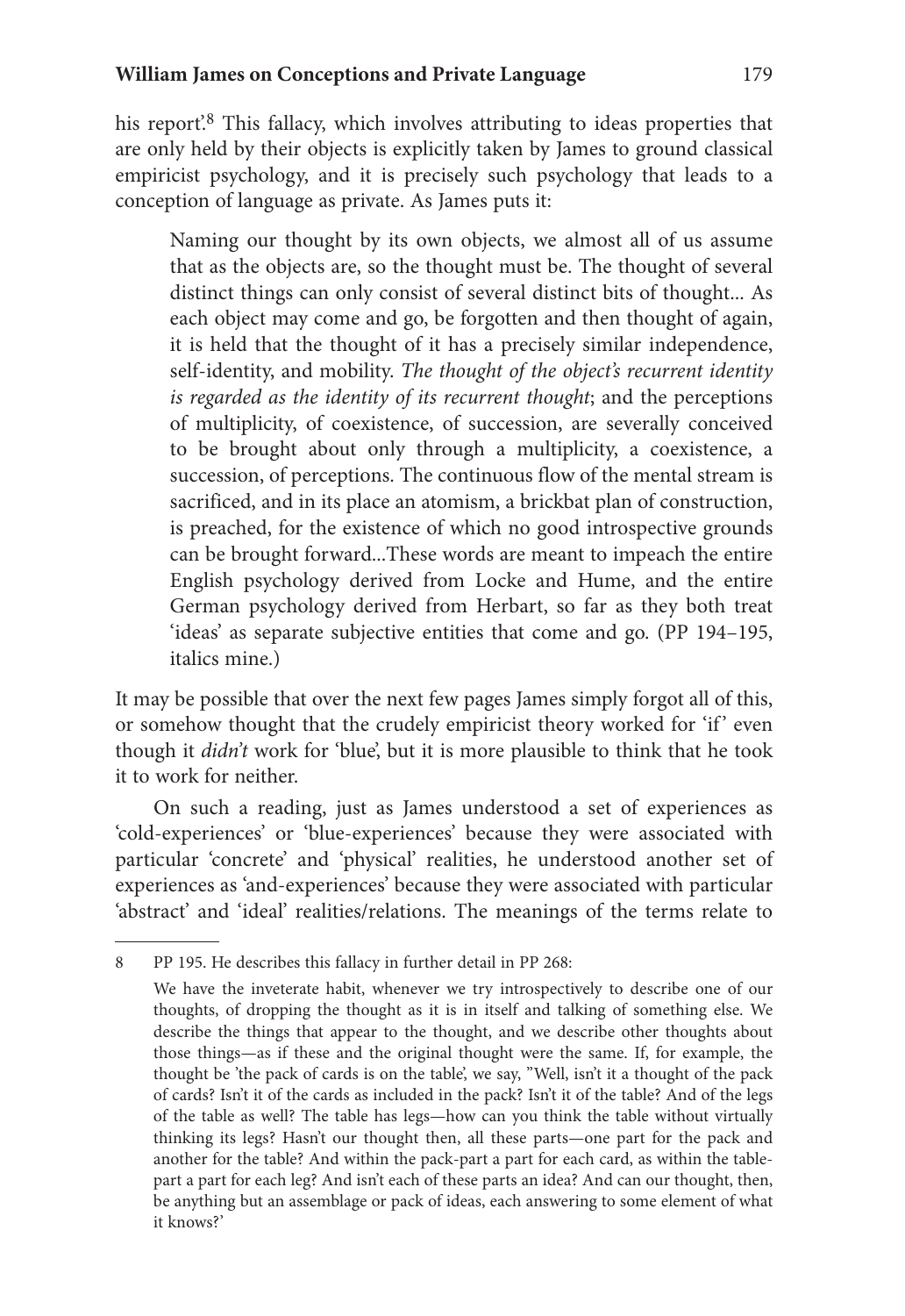his report'.[8] This fallacy, which involves attributing to ideas properties that are only held by their objects is explicitly taken by James to ground classical empiricist psychology, and it is precisely such psychology that leads to a conception of language as private. As James puts it:

> Naming our thought by its own objects, we almost all of us assume that as the objects are, so the thought must be. The thought of several distinct things can only consist of several distinct bits of thought... As each object may come and go, be forgotten and then thought of again, it is held that the thought of it has a precisely similar independence, self-identity, and mobility. *The thought of the object's recurrent identity is regarded as the identity of its recurrent thought*; and the perceptions of multiplicity, of coexistence, of succession, are severally conceived to be brought about only through a multiplicity, a coexistence, a succession, of perceptions. The continuous flow of the mental stream is sacrificed, and in its place an atomism, a brickbat plan of construction, is preached, for the existence of which no good introspective grounds can be brought forward...These words are meant to impeach the entire English psychology derived from Locke and Hume, and the entire German psychology derived from Herbart, so far as they both treat 'ideas' as separate subjective entities that come and go. (PP 194–195, italics mine.)

It may be possible that over the next few pages James simply forgot all of this, or somehow thought that the crudely empiricist theory worked for 'if' even though it *didn't* work for 'blue', but it is more plausible to think that he took it to work for neither.

On such a reading, just as James understood a set of experiences as 'cold-experiences' or 'blue-experiences' because they were associated with particular 'concrete' and 'physical' realities, he understood another set of experiences as 'and-experiences' because they were associated with particular 'abstract' and 'ideal' realities/relations. The meanings of the terms relate to

---

8 PP 195. He describes this fallacy in further detail in PP 268:

> We have the inveterate habit, whenever we try introspectively to describe one of our thoughts, of dropping the thought as it is in itself and talking of something else. We describe the things that appear to the thought, and we describe other thoughts about those things—as if these and the original thought were the same. If, for example, the thought be 'the pack of cards is on the table', we say, "Well, isn't it a thought of the pack of cards? Isn't it of the cards as included in the pack? Isn't it of the table? And of the legs of the table as well? The table has legs—how can you think the table without virtually thinking its legs? Hasn't our thought then, all these parts—one part for the pack and another for the table? And within the pack-part a part for each card, as within the table-part a part for each leg? And isn't each of these parts an idea? And can our thought, then, be anything but an assemblage or pack of ideas, each answering to some element of what it knows?'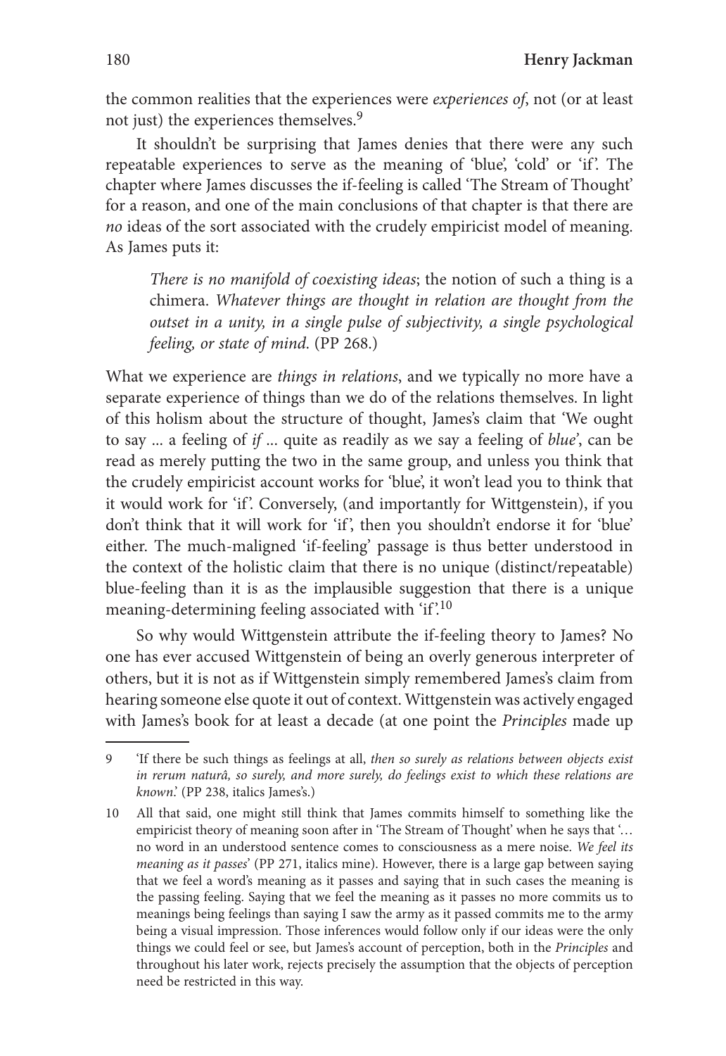the common realities that the experiences were *experiences of*, not (or at least not just) the experiences themselves.[9]

It shouldn't be surprising that James denies that there were any such repeatable experiences to serve as the meaning of 'blue', 'cold' or 'if'. The chapter where James discusses the if-feeling is called 'The Stream of Thought' for a reason, and one of the main conclusions of that chapter is that there are *no* ideas of the sort associated with the crudely empiricist model of meaning. As James puts it:

> *There is no manifold of coexisting ideas*; the notion of such a thing is a chimera. *Whatever things are thought in relation are thought from the outset in a unity, in a single pulse of subjectivity, a single psychological feeling, or state of mind.* (PP 268.)

What we experience are *things in relations*, and we typically no more have a separate experience of things than we do of the relations themselves. In light of this holism about the structure of thought, James's claim that 'We ought to say ... a feeling of *if* ... quite as readily as we say a feeling of *blue*', can be read as merely putting the two in the same group, and unless you think that the crudely empiricist account works for 'blue', it won't lead you to think that it would work for 'if'. Conversely, (and importantly for Wittgenstein), if you don't think that it will work for 'if', then you shouldn't endorse it for 'blue' either. The much-maligned 'if-feeling' passage is thus better understood in the context of the holistic claim that there is no unique (distinct/repeatable) blue-feeling than it is as the implausible suggestion that there is a unique meaning-determining feeling associated with 'if'.[10]

So why would Wittgenstein attribute the if-feeling theory to James? No one has ever accused Wittgenstein of being an overly generous interpreter of others, but it is not as if Wittgenstein simply remembered James's claim from hearing someone else quote it out of context. Wittgenstein was actively engaged with James's book for at least a decade (at one point the *Principles* made up

---

9 'If there be such things as feelings at all, *then so surely as relations between objects exist in rerum naturâ, so surely, and more surely, do feelings exist to which these relations are known*.' (PP 238, italics James's.)

10 All that said, one might still think that James commits himself to something like the empiricist theory of meaning soon after in 'The Stream of Thought' when he says that '… no word in an understood sentence comes to consciousness as a mere noise. *We feel its meaning as it passes*' (PP 271, italics mine). However, there is a large gap between saying that we feel a word's meaning as it passes and saying that in such cases the meaning is the passing feeling. Saying that we feel the meaning as it passes no more commits us to meanings being feelings than saying I saw the army as it passed commits me to the army being a visual impression. Those inferences would follow only if our ideas were the only things we could feel or see, but James's account of perception, both in the *Principles* and throughout his later work, rejects precisely the assumption that the objects of perception need be restricted in this way.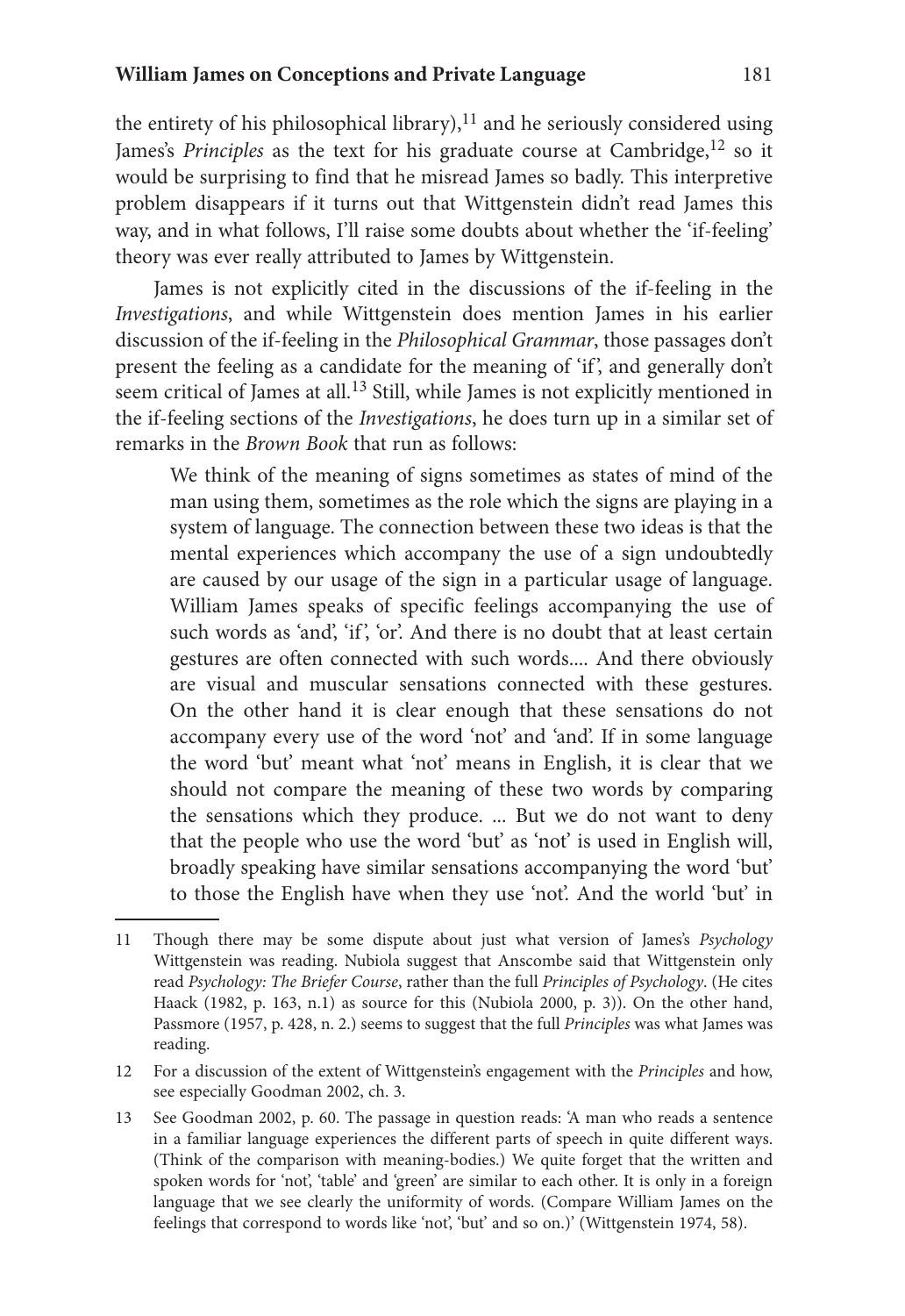the entirety of his philosophical library),[11] and he seriously considered using James's *Principles* as the text for his graduate course at Cambridge,[12] so it would be surprising to find that he misread James so badly. This interpretive problem disappears if it turns out that Wittgenstein didn't read James this way, and in what follows, I'll raise some doubts about whether the 'if-feeling' theory was ever really attributed to James by Wittgenstein.

James is not explicitly cited in the discussions of the if-feeling in the *Investigations*, and while Wittgenstein does mention James in his earlier discussion of the if-feeling in the *Philosophical Grammar*, those passages don't present the feeling as a candidate for the meaning of 'if', and generally don't seem critical of James at all.[13] Still, while James is not explicitly mentioned in the if-feeling sections of the *Investigations*, he does turn up in a similar set of remarks in the *Brown Book* that run as follows:

> We think of the meaning of signs sometimes as states of mind of the man using them, sometimes as the role which the signs are playing in a system of language. The connection between these two ideas is that the mental experiences which accompany the use of a sign undoubtedly are caused by our usage of the sign in a particular usage of language. William James speaks of specific feelings accompanying the use of such words as 'and', 'if', 'or'. And there is no doubt that at least certain gestures are often connected with such words.... And there obviously are visual and muscular sensations connected with these gestures. On the other hand it is clear enough that these sensations do not accompany every use of the word 'not' and 'and'. If in some language the word 'but' meant what 'not' means in English, it is clear that we should not compare the meaning of these two words by comparing the sensations which they produce. ... But we do not want to deny that the people who use the word 'but' as 'not' is used in English will, broadly speaking have similar sensations accompanying the word 'but' to those the English have when they use 'not'. And the world 'but' in

---

11 Though there may be some dispute about just what version of James's *Psychology* Wittgenstein was reading. Nubiola suggest that Anscombe said that Wittgenstein only read *Psychology: The Briefer Course*, rather than the full *Principles of Psychology*. (He cites Haack (1982, p. 163, n.1) as source for this (Nubiola 2000, p. 3)). On the other hand, Passmore (1957, p. 428, n. 2.) seems to suggest that the full *Principles* was what James was reading.

12 For a discussion of the extent of Wittgenstein's engagement with the *Principles* and how, see especially Goodman 2002, ch. 3.

13 See Goodman 2002, p. 60. The passage in question reads: 'A man who reads a sentence in a familiar language experiences the different parts of speech in quite different ways. (Think of the comparison with meaning-bodies.) We quite forget that the written and spoken words for 'not', 'table' and 'green' are similar to each other. It is only in a foreign language that we see clearly the uniformity of words. (Compare William James on the feelings that correspond to words like 'not', 'but' and so on.)' (Wittgenstein 1974, 58).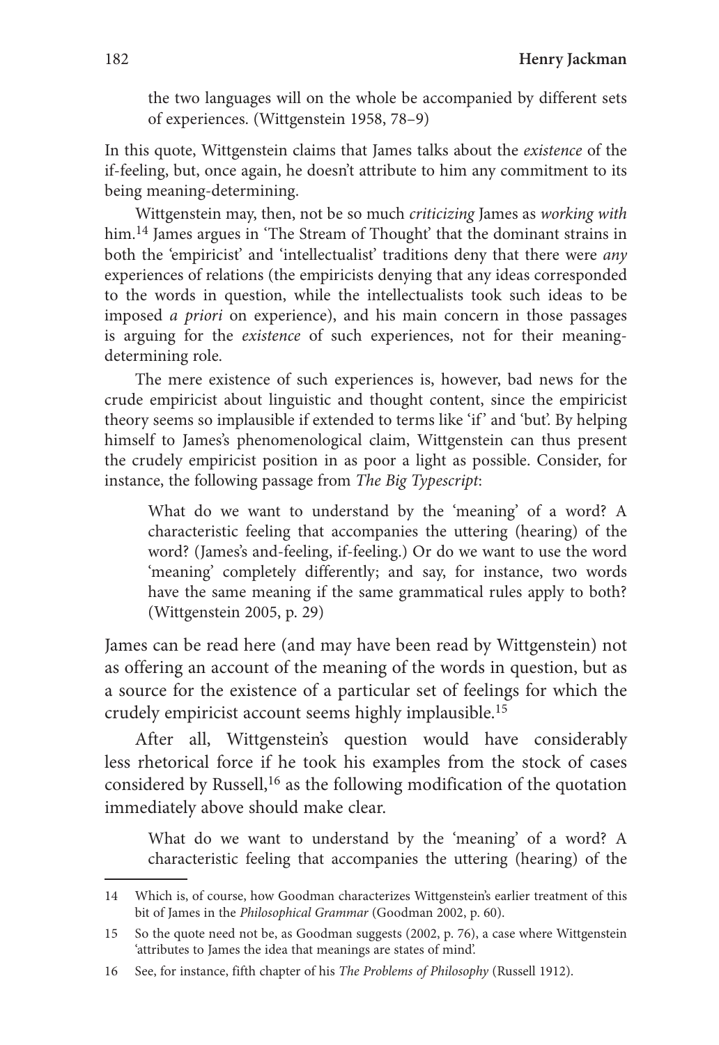> the two languages will on the whole be accompanied by different sets of experiences. (Wittgenstein 1958, 78–9)

In this quote, Wittgenstein claims that James talks about the *existence* of the if-feeling, but, once again, he doesn't attribute to him any commitment to its being meaning-determining.

Wittgenstein may, then, not be so much *criticizing* James as *working with* him.[14] James argues in 'The Stream of Thought' that the dominant strains in both the 'empiricist' and 'intellectualist' traditions deny that there were *any* experiences of relations (the empiricists denying that any ideas corresponded to the words in question, while the intellectualists took such ideas to be imposed *a priori* on experience), and his main concern in those passages is arguing for the *existence* of such experiences, not for their meaning-determining role.

The mere existence of such experiences is, however, bad news for the crude empiricist about linguistic and thought content, since the empiricist theory seems so implausible if extended to terms like 'if' and 'but'. By helping himself to James's phenomenological claim, Wittgenstein can thus present the crudely empiricist position in as poor a light as possible. Consider, for instance, the following passage from *The Big Typescript*:

> What do we want to understand by the 'meaning' of a word? A characteristic feeling that accompanies the uttering (hearing) of the word? (James's and-feeling, if-feeling.) Or do we want to use the word 'meaning' completely differently; and say, for instance, two words have the same meaning if the same grammatical rules apply to both? (Wittgenstein 2005, p. 29)

James can be read here (and may have been read by Wittgenstein) not as offering an account of the meaning of the words in question, but as a source for the existence of a particular set of feelings for which the crudely empiricist account seems highly implausible.[15]

After all, Wittgenstein's question would have considerably less rhetorical force if he took his examples from the stock of cases considered by Russell,[16] as the following modification of the quotation immediately above should make clear.

> What do we want to understand by the 'meaning' of a word? A characteristic feeling that accompanies the uttering (hearing) of the

---

14 Which is, of course, how Goodman characterizes Wittgenstein's earlier treatment of this bit of James in the *Philosophical Grammar* (Goodman 2002, p. 60).

15 So the quote need not be, as Goodman suggests (2002, p. 76), a case where Wittgenstein 'attributes to James the idea that meanings are states of mind'.

16 See, for instance, fifth chapter of his *The Problems of Philosophy* (Russell 1912).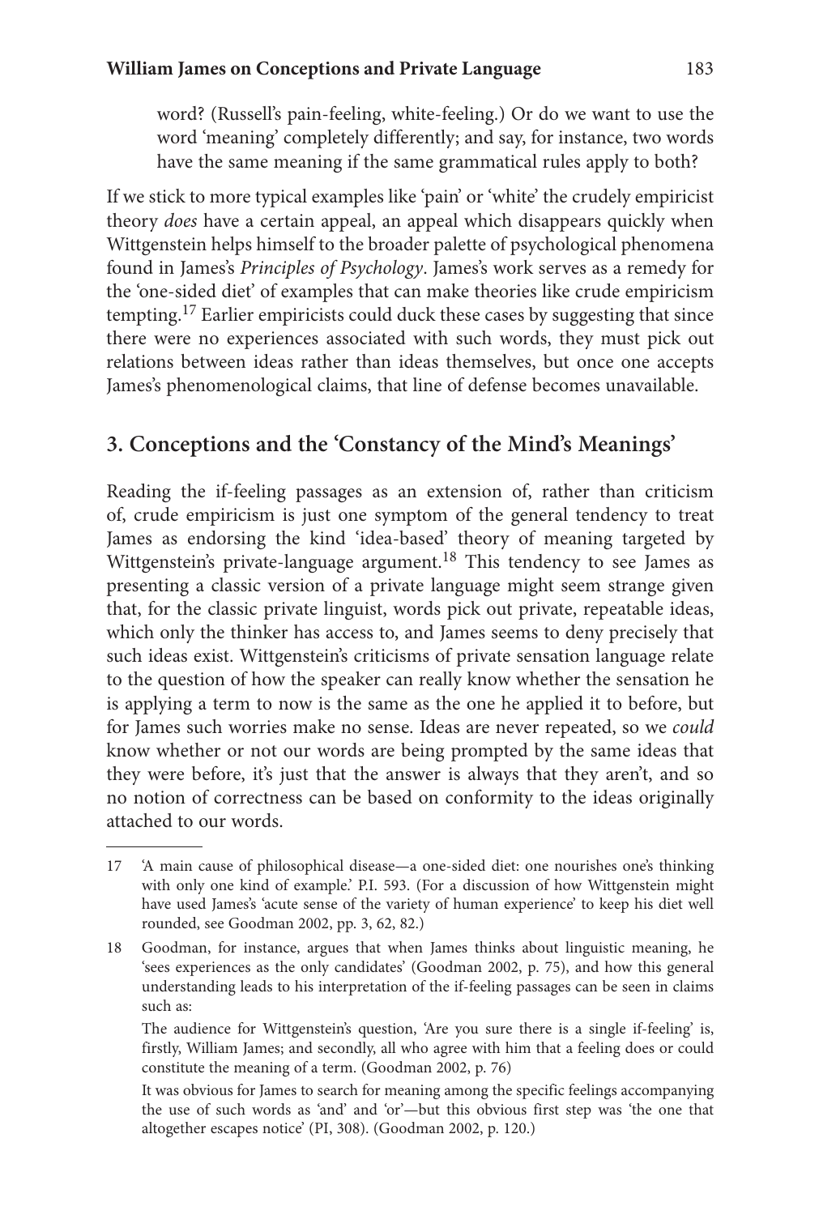word? (Russell's pain-feeling, white-feeling.) Or do we want to use the word 'meaning' completely differently; and say, for instance, two words have the same meaning if the same grammatical rules apply to both?

If we stick to more typical examples like 'pain' or 'white' the crudely empiricist theory *does* have a certain appeal, an appeal which disappears quickly when Wittgenstein helps himself to the broader palette of psychological phenomena found in James's *Principles of Psychology*. James's work serves as a remedy for the 'one-sided diet' of examples that can make theories like crude empiricism tempting.[17] Earlier empiricists could duck these cases by suggesting that since there were no experiences associated with such words, they must pick out relations between ideas rather than ideas themselves, but once one accepts James's phenomenological claims, that line of defense becomes unavailable.

## 3. Conceptions and the 'Constancy of the Mind's Meanings'

Reading the if-feeling passages as an extension of, rather than criticism of, crude empiricism is just one symptom of the general tendency to treat James as endorsing the kind 'idea-based' theory of meaning targeted by Wittgenstein's private-language argument.[18] This tendency to see James as presenting a classic version of a private language might seem strange given that, for the classic private linguist, words pick out private, repeatable ideas, which only the thinker has access to, and James seems to deny precisely that such ideas exist. Wittgenstein's criticisms of private sensation language relate to the question of how the speaker can really know whether the sensation he is applying a term to now is the same as the one he applied it to before, but for James such worries make no sense. Ideas are never repeated, so we *could* know whether or not our words are being prompted by the same ideas that they were before, it's just that the answer is always that they aren't, and so no notion of correctness can be based on conformity to the ideas originally attached to our words.

---

17 'A main cause of philosophical disease—a one-sided diet: one nourishes one's thinking with only one kind of example.' P.I. 593. (For a discussion of how Wittgenstein might have used James's 'acute sense of the variety of human experience' to keep his diet well rounded, see Goodman 2002, pp. 3, 62, 82.)

18 Goodman, for instance, argues that when James thinks about linguistic meaning, he 'sees experiences as the only candidates' (Goodman 2002, p. 75), and how this general understanding leads to his interpretation of the if-feeling passages can be seen in claims such as:

The audience for Wittgenstein's question, 'Are you sure there is a single if-feeling' is, firstly, William James; and secondly, all who agree with him that a feeling does or could constitute the meaning of a term. (Goodman 2002, p. 76)

It was obvious for James to search for meaning among the specific feelings accompanying the use of such words as 'and' and 'or'—but this obvious first step was 'the one that altogether escapes notice' (PI, 308). (Goodman 2002, p. 120.)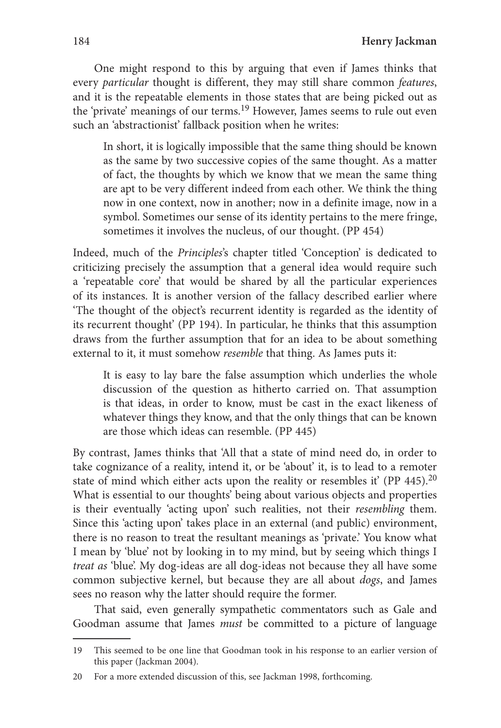One might respond to this by arguing that even if James thinks that every *particular* thought is different, they may still share common *features*, and it is the repeatable elements in those states that are being picked out as the 'private' meanings of our terms.[19] However, James seems to rule out even such an 'abstractionist' fallback position when he writes:

> In short, it is logically impossible that the same thing should be known as the same by two successive copies of the same thought. As a matter of fact, the thoughts by which we know that we mean the same thing are apt to be very different indeed from each other. We think the thing now in one context, now in another; now in a definite image, now in a symbol. Sometimes our sense of its identity pertains to the mere fringe, sometimes it involves the nucleus, of our thought. (PP 454)

Indeed, much of the *Principles*'s chapter titled 'Conception' is dedicated to criticizing precisely the assumption that a general idea would require such a 'repeatable core' that would be shared by all the particular experiences of its instances. It is another version of the fallacy described earlier where 'The thought of the object's recurrent identity is regarded as the identity of its recurrent thought' (PP 194). In particular, he thinks that this assumption draws from the further assumption that for an idea to be about something external to it, it must somehow *resemble* that thing. As James puts it:

> It is easy to lay bare the false assumption which underlies the whole discussion of the question as hitherto carried on. That assumption is that ideas, in order to know, must be cast in the exact likeness of whatever things they know, and that the only things that can be known are those which ideas can resemble. (PP 445)

By contrast, James thinks that 'All that a state of mind need do, in order to take cognizance of a reality, intend it, or be 'about' it, is to lead to a remoter state of mind which either acts upon the reality or resembles it' (PP 445).[20] What is essential to our thoughts' being about various objects and properties is their eventually 'acting upon' such realities, not their *resembling* them. Since this 'acting upon' takes place in an external (and public) environment, there is no reason to treat the resultant meanings as 'private.' You know what I mean by 'blue' not by looking in to my mind, but by seeing which things I *treat as* 'blue'. My dog-ideas are all dog-ideas not because they all have some common subjective kernel, but because they are all about *dogs*, and James sees no reason why the latter should require the former.

That said, even generally sympathetic commentators such as Gale and Goodman assume that James *must* be committed to a picture of language

---

19 This seemed to be one line that Goodman took in his response to an earlier version of this paper (Jackman 2004).

20 For a more extended discussion of this, see Jackman 1998, forthcoming.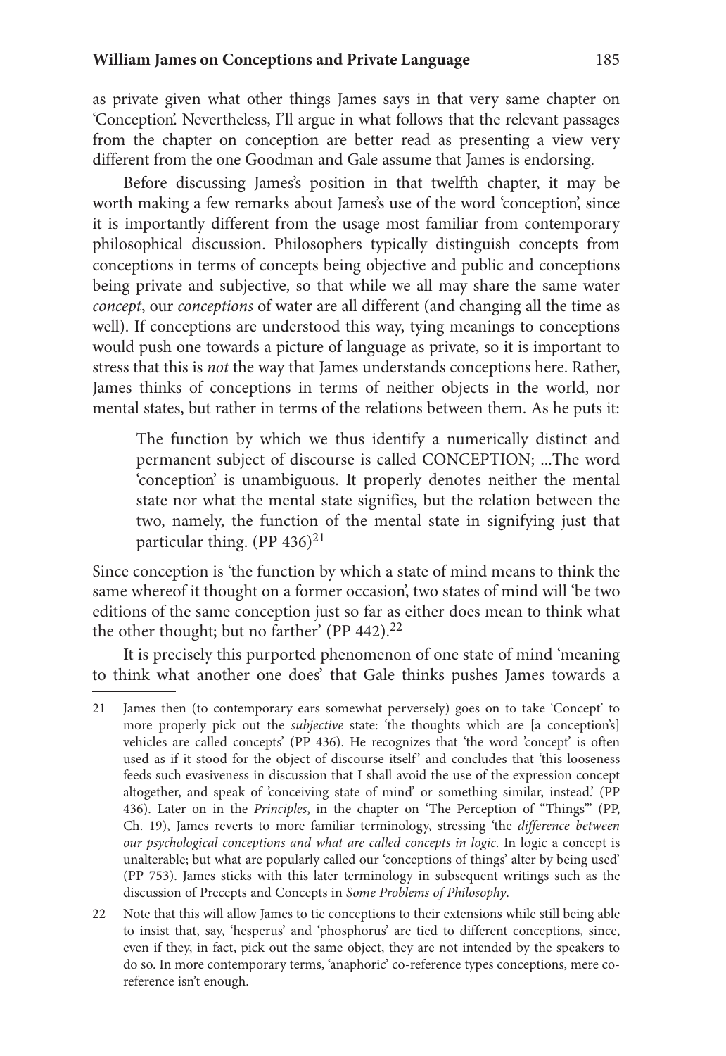as private given what other things James says in that very same chapter on 'Conception'. Nevertheless, I'll argue in what follows that the relevant passages from the chapter on conception are better read as presenting a view very different from the one Goodman and Gale assume that James is endorsing.

Before discussing James's position in that twelfth chapter, it may be worth making a few remarks about James's use of the word 'conception', since it is importantly different from the usage most familiar from contemporary philosophical discussion. Philosophers typically distinguish concepts from conceptions in terms of concepts being objective and public and conceptions being private and subjective, so that while we all may share the same water *concept*, our *conceptions* of water are all different (and changing all the time as well). If conceptions are understood this way, tying meanings to conceptions would push one towards a picture of language as private, so it is important to stress that this is *not* the way that James understands conceptions here. Rather, James thinks of conceptions in terms of neither objects in the world, nor mental states, but rather in terms of the relations between them. As he puts it:

> The function by which we thus identify a numerically distinct and permanent subject of discourse is called CONCEPTION; ...The word 'conception' is unambiguous. It properly denotes neither the mental state nor what the mental state signifies, but the relation between the two, namely, the function of the mental state in signifying just that particular thing. (PP 436)[21]

Since conception is 'the function by which a state of mind means to think the same whereof it thought on a former occasion', two states of mind will 'be two editions of the same conception just so far as either does mean to think what the other thought; but no farther' (PP 442).[22]

It is precisely this purported phenomenon of one state of mind 'meaning to think what another one does' that Gale thinks pushes James towards a

---

21 James then (to contemporary ears somewhat perversely) goes on to take 'Concept' to more properly pick out the *subjective* state: 'the thoughts which are [a conception's] vehicles are called concepts' (PP 436). He recognizes that 'the word 'concept' is often used as if it stood for the object of discourse itself' and concludes that 'this looseness feeds such evasiveness in discussion that I shall avoid the use of the expression concept altogether, and speak of 'conceiving state of mind' or something similar, instead.' (PP 436). Later on in the *Principles*, in the chapter on 'The Perception of "Things"' (PP, Ch. 19), James reverts to more familiar terminology, stressing 'the *difference between our psychological conceptions and what are called concepts in logic*. In logic a concept is unalterable; but what are popularly called our 'conceptions of things' alter by being used' (PP 753). James sticks with this later terminology in subsequent writings such as the discussion of Precepts and Concepts in *Some Problems of Philosophy*.

22 Note that this will allow James to tie conceptions to their extensions while still being able to insist that, say, 'hesperus' and 'phosphorus' are tied to different conceptions, since, even if they, in fact, pick out the same object, they are not intended by the speakers to do so. In more contemporary terms, 'anaphoric' co-reference types conceptions, mere co-reference isn't enough.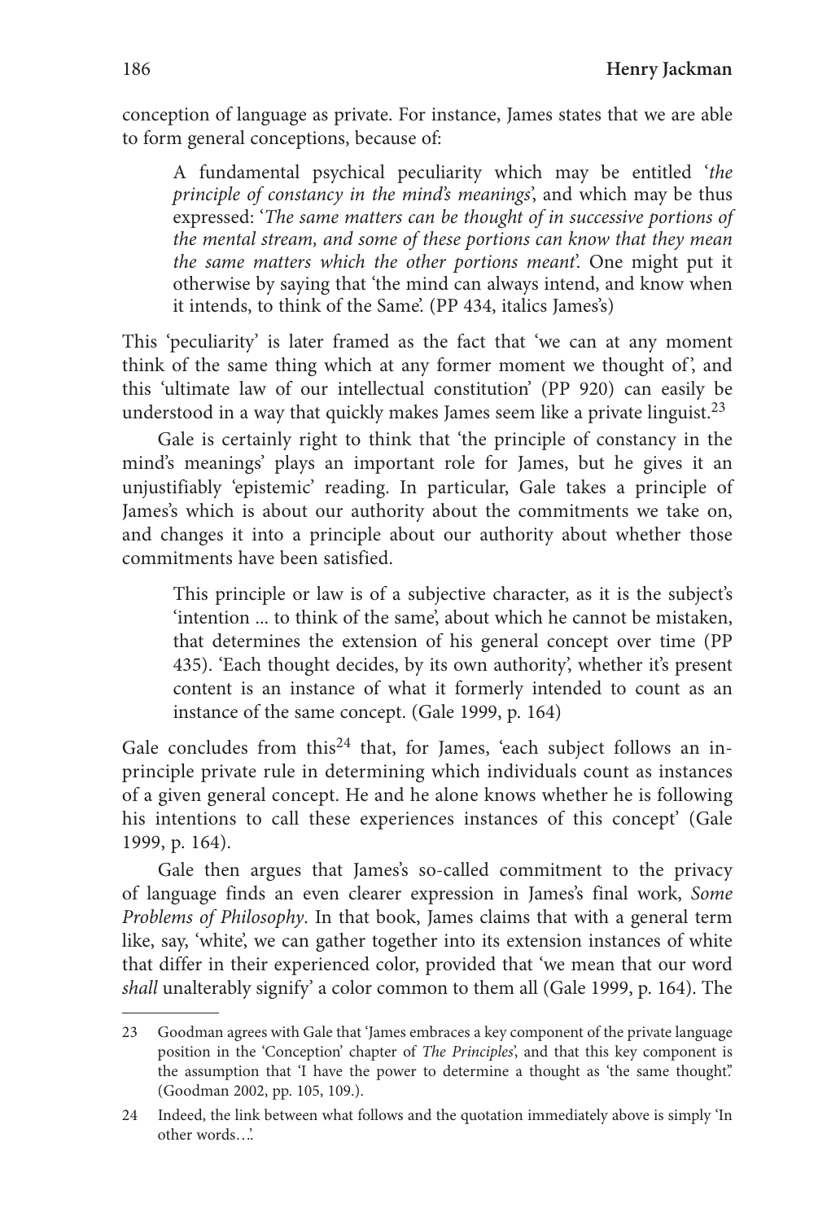conception of language as private. For instance, James states that we are able to form general conceptions, because of:

> A fundamental psychical peculiarity which may be entitled '*the principle of constancy in the mind's meanings*', and which may be thus expressed: '*The same matters can be thought of in successive portions of the mental stream, and some of these portions can know that they mean the same matters which the other portions meant*'. One might put it otherwise by saying that 'the mind can always intend, and know when it intends, to think of the Same'. (PP 434, italics James's)

This 'peculiarity' is later framed as the fact that 'we can at any moment think of the same thing which at any former moment we thought of', and this 'ultimate law of our intellectual constitution' (PP 920) can easily be understood in a way that quickly makes James seem like a private linguist.[23]

Gale is certainly right to think that 'the principle of constancy in the mind's meanings' plays an important role for James, but he gives it an unjustifiably 'epistemic' reading. In particular, Gale takes a principle of James's which is about our authority about the commitments we take on, and changes it into a principle about our authority about whether those commitments have been satisfied.

> This principle or law is of a subjective character, as it is the subject's 'intention ... to think of the same', about which he cannot be mistaken, that determines the extension of his general concept over time (PP 435). 'Each thought decides, by its own authority', whether it's present content is an instance of what it formerly intended to count as an instance of the same concept. (Gale 1999, p. 164)

Gale concludes from this[24] that, for James, 'each subject follows an in-principle private rule in determining which individuals count as instances of a given general concept. He and he alone knows whether he is following his intentions to call these experiences instances of this concept' (Gale 1999, p. 164).

Gale then argues that James's so-called commitment to the privacy of language finds an even clearer expression in James's final work, *Some Problems of Philosophy*. In that book, James claims that with a general term like, say, 'white', we can gather together into its extension instances of white that differ in their experienced color, provided that 'we mean that our word *shall* unalterably signify' a color common to them all (Gale 1999, p. 164). The

---

23 Goodman agrees with Gale that 'James embraces a key component of the private language position in the 'Conception' chapter of *The Principles*', and that this key component is the assumption that 'I have the power to determine a thought as 'the same thought'.' (Goodman 2002, pp. 105, 109.).

24 Indeed, the link between what follows and the quotation immediately above is simply 'In other words…'.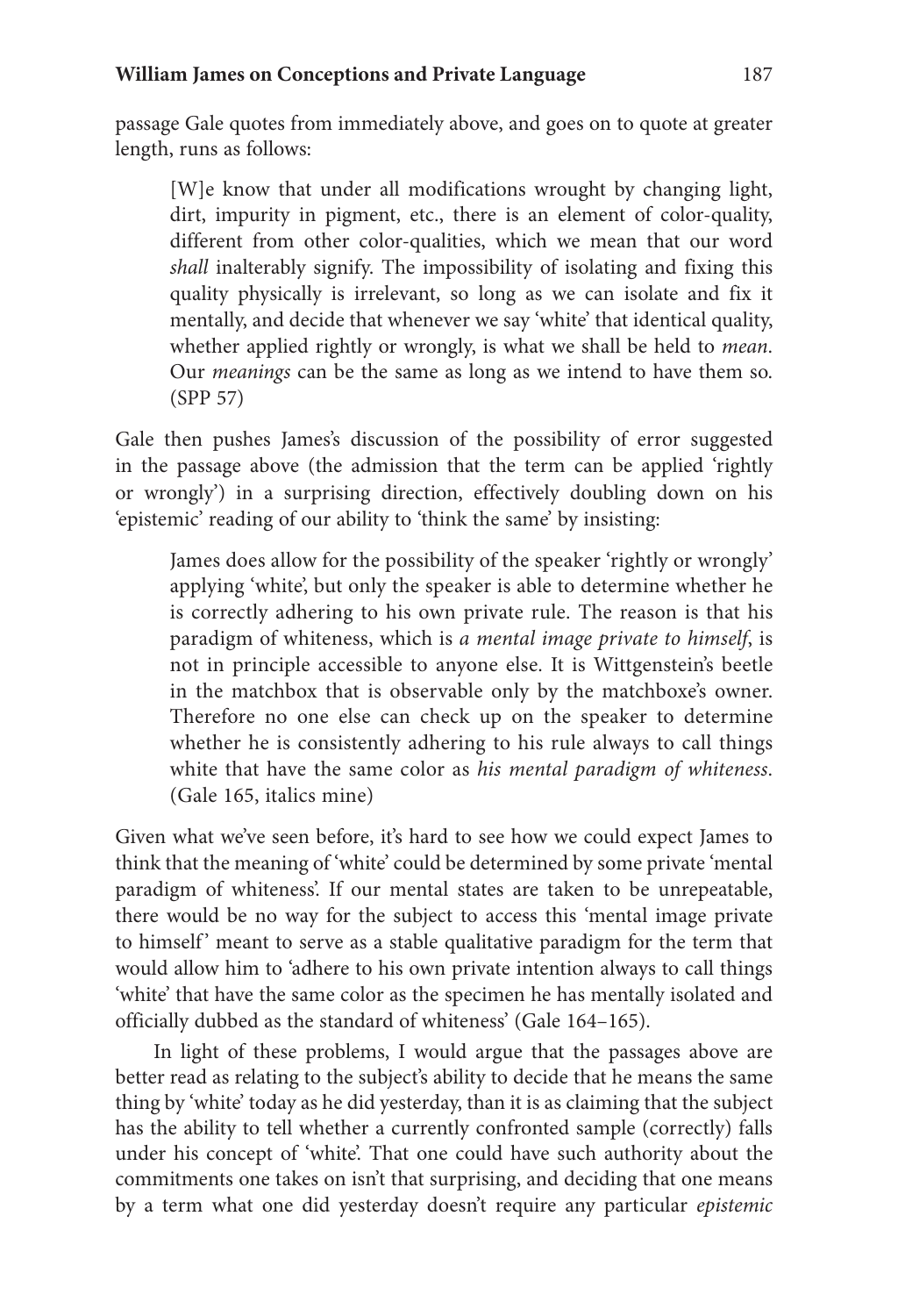passage Gale quotes from immediately above, and goes on to quote at greater length, runs as follows:

> [W]e know that under all modifications wrought by changing light, dirt, impurity in pigment, etc., there is an element of color-quality, different from other color-qualities, which we mean that our word *shall* inalterably signify. The impossibility of isolating and fixing this quality physically is irrelevant, so long as we can isolate and fix it mentally, and decide that whenever we say 'white' that identical quality, whether applied rightly or wrongly, is what we shall be held to *mean*. Our *meanings* can be the same as long as we intend to have them so. (SPP 57)

Gale then pushes James's discussion of the possibility of error suggested in the passage above (the admission that the term can be applied 'rightly or wrongly') in a surprising direction, effectively doubling down on his 'epistemic' reading of our ability to 'think the same' by insisting:

> James does allow for the possibility of the speaker 'rightly or wrongly' applying 'white', but only the speaker is able to determine whether he is correctly adhering to his own private rule. The reason is that his paradigm of whiteness, which is *a mental image private to himself*, is not in principle accessible to anyone else. It is Wittgenstein's beetle in the matchbox that is observable only by the matchboxe's owner. Therefore no one else can check up on the speaker to determine whether he is consistently adhering to his rule always to call things white that have the same color as *his mental paradigm of whiteness*. (Gale 165, italics mine)

Given what we've seen before, it's hard to see how we could expect James to think that the meaning of 'white' could be determined by some private 'mental paradigm of whiteness'. If our mental states are taken to be unrepeatable, there would be no way for the subject to access this 'mental image private to himself' meant to serve as a stable qualitative paradigm for the term that would allow him to 'adhere to his own private intention always to call things 'white' that have the same color as the specimen he has mentally isolated and officially dubbed as the standard of whiteness' (Gale 164–165).

In light of these problems, I would argue that the passages above are better read as relating to the subject's ability to decide that he means the same thing by 'white' today as he did yesterday, than it is as claiming that the subject has the ability to tell whether a currently confronted sample (correctly) falls under his concept of 'white'. That one could have such authority about the commitments one takes on isn't that surprising, and deciding that one means by a term what one did yesterday doesn't require any particular *epistemic*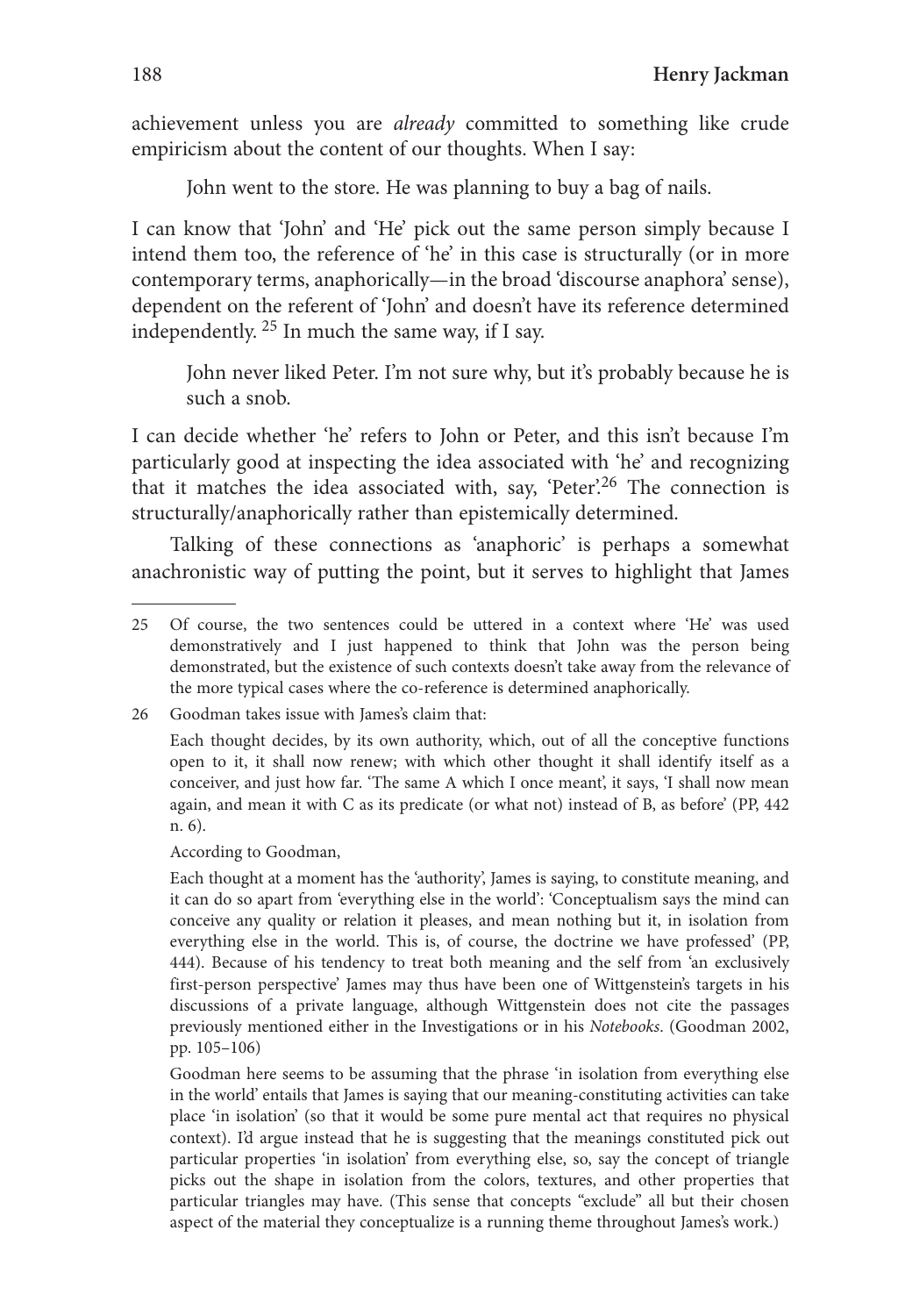achievement unless you are *already* committed to something like crude empiricism about the content of our thoughts. When I say:

> John went to the store. He was planning to buy a bag of nails.

I can know that 'John' and 'He' pick out the same person simply because I intend them too, the reference of 'he' in this case is structurally (or in more contemporary terms, anaphorically—in the broad 'discourse anaphora' sense), dependent on the referent of 'John' and doesn't have its reference determined independently.[25] In much the same way, if I say.

> John never liked Peter. I'm not sure why, but it's probably because he is such a snob.

I can decide whether 'he' refers to John or Peter, and this isn't because I'm particularly good at inspecting the idea associated with 'he' and recognizing that it matches the idea associated with, say, 'Peter'.[26] The connection is structurally/anaphorically rather than epistemically determined.

Talking of these connections as 'anaphoric' is perhaps a somewhat anachronistic way of putting the point, but it serves to highlight that James

---

25 Of course, the two sentences could be uttered in a context where 'He' was used demonstratively and I just happened to think that John was the person being demonstrated, but the existence of such contexts doesn't take away from the relevance of the more typical cases where the co-reference is determined anaphorically.

26 Goodman takes issue with James's claim that:

> Each thought decides, by its own authority, which, out of all the conceptive functions open to it, it shall now renew; with which other thought it shall identify itself as a conceiver, and just how far. 'The same A which I once meant', it says, 'I shall now mean again, and mean it with C as its predicate (or what not) instead of B, as before' (PP, 442 n. 6).

According to Goodman,

> Each thought at a moment has the 'authority', James is saying, to constitute meaning, and it can do so apart from 'everything else in the world': 'Conceptualism says the mind can conceive any quality or relation it pleases, and mean nothing but it, in isolation from everything else in the world. This is, of course, the doctrine we have professed' (PP, 444). Because of his tendency to treat both meaning and the self from 'an exclusively first-person perspective' James may thus have been one of Wittgenstein's targets in his discussions of a private language, although Wittgenstein does not cite the passages previously mentioned either in the Investigations or in his *Notebooks*. (Goodman 2002, pp. 105–106)

Goodman here seems to be assuming that the phrase 'in isolation from everything else in the world' entails that James is saying that our meaning-constituting activities can take place 'in isolation' (so that it would be some pure mental act that requires no physical context). I'd argue instead that he is suggesting that the meanings constituted pick out particular properties 'in isolation' from everything else, so, say the concept of triangle picks out the shape in isolation from the colors, textures, and other properties that particular triangles may have. (This sense that concepts "exclude" all but their chosen aspect of the material they conceptualize is a running theme throughout James's work.)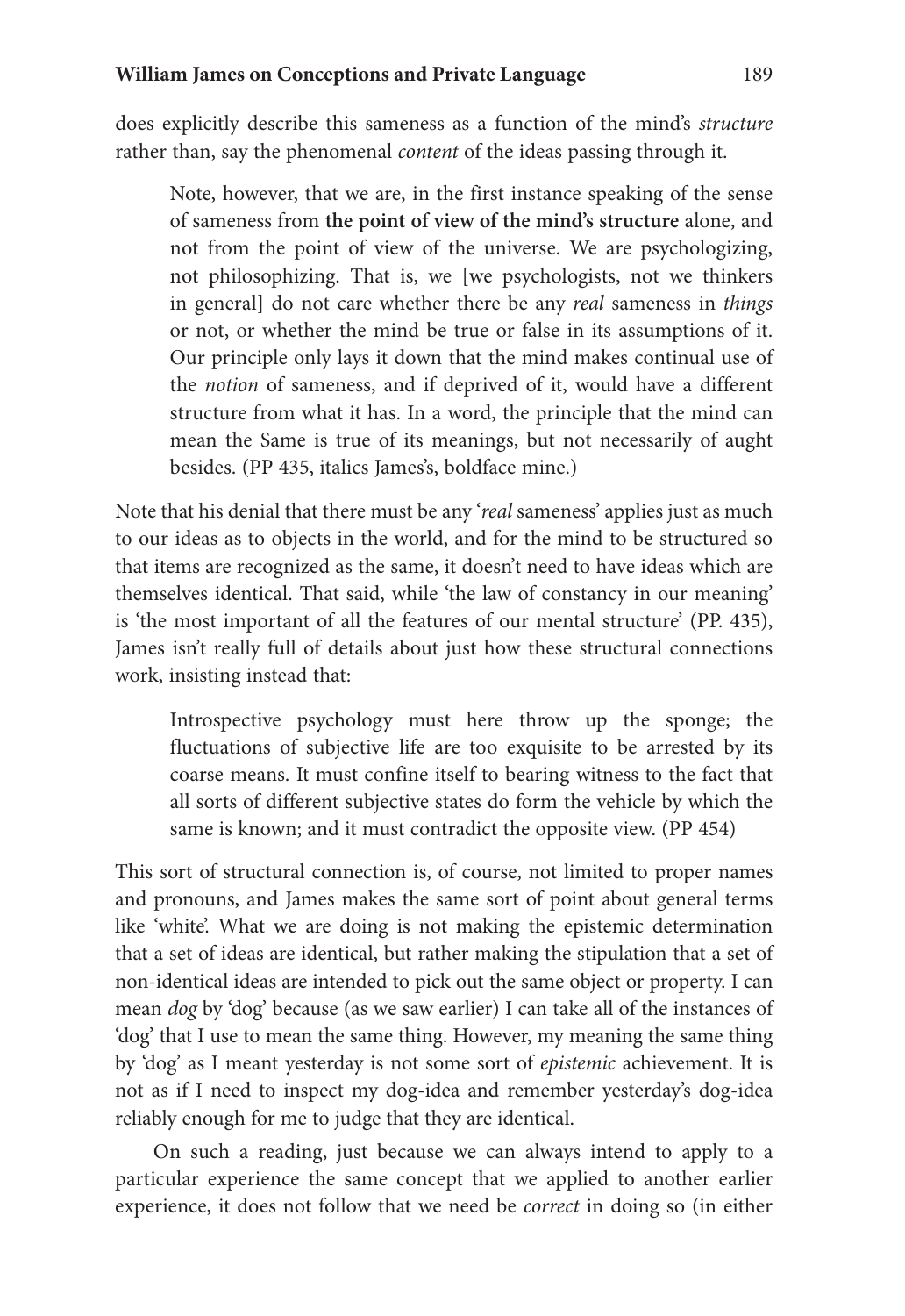does explicitly describe this sameness as a function of the mind's *structure* rather than, say the phenomenal *content* of the ideas passing through it.

> Note, however, that we are, in the first instance speaking of the sense of sameness from **the point of view of the mind's structure** alone, and not from the point of view of the universe. We are psychologizing, not philosophizing. That is, we [we psychologists, not we thinkers in general] do not care whether there be any *real* sameness in *things* or not, or whether the mind be true or false in its assumptions of it. Our principle only lays it down that the mind makes continual use of the *notion* of sameness, and if deprived of it, would have a different structure from what it has. In a word, the principle that the mind can mean the Same is true of its meanings, but not necessarily of aught besides. (PP 435, italics James's, boldface mine.)

Note that his denial that there must be any '*real* sameness' applies just as much to our ideas as to objects in the world, and for the mind to be structured so that items are recognized as the same, it doesn't need to have ideas which are themselves identical. That said, while 'the law of constancy in our meaning' is 'the most important of all the features of our mental structure' (PP. 435), James isn't really full of details about just how these structural connections work, insisting instead that:

> Introspective psychology must here throw up the sponge; the fluctuations of subjective life are too exquisite to be arrested by its coarse means. It must confine itself to bearing witness to the fact that all sorts of different subjective states do form the vehicle by which the same is known; and it must contradict the opposite view. (PP 454)

This sort of structural connection is, of course, not limited to proper names and pronouns, and James makes the same sort of point about general terms like 'white'. What we are doing is not making the epistemic determination that a set of ideas are identical, but rather making the stipulation that a set of non-identical ideas are intended to pick out the same object or property. I can mean *dog* by 'dog' because (as we saw earlier) I can take all of the instances of 'dog' that I use to mean the same thing. However, my meaning the same thing by 'dog' as I meant yesterday is not some sort of *epistemic* achievement. It is not as if I need to inspect my dog-idea and remember yesterday's dog-idea reliably enough for me to judge that they are identical.

On such a reading, just because we can always intend to apply to a particular experience the same concept that we applied to another earlier experience, it does not follow that we need be *correct* in doing so (in either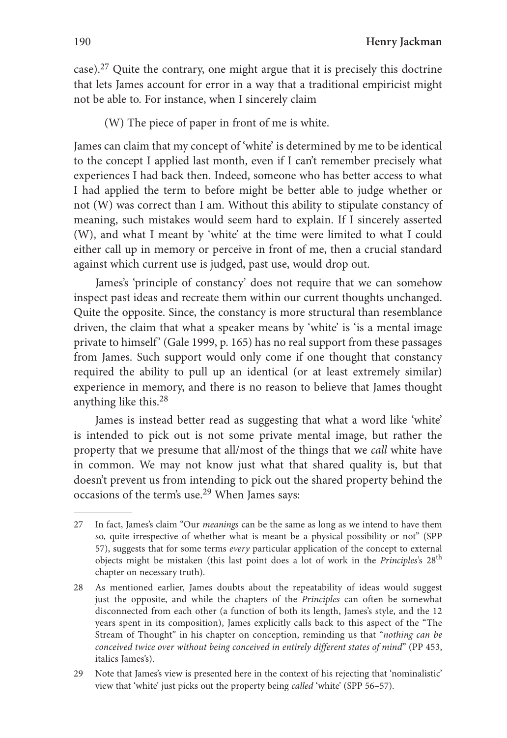case).[27] Quite the contrary, one might argue that it is precisely this doctrine that lets James account for error in a way that a traditional empiricist might not be able to. For instance, when I sincerely claim

(W) The piece of paper in front of me is white.

James can claim that my concept of 'white' is determined by me to be identical to the concept I applied last month, even if I can't remember precisely what experiences I had back then. Indeed, someone who has better access to what I had applied the term to before might be better able to judge whether or not (W) was correct than I am. Without this ability to stipulate constancy of meaning, such mistakes would seem hard to explain. If I sincerely asserted (W), and what I meant by 'white' at the time were limited to what I could either call up in memory or perceive in front of me, then a crucial standard against which current use is judged, past use, would drop out.

James's 'principle of constancy' does not require that we can somehow inspect past ideas and recreate them within our current thoughts unchanged. Quite the opposite. Since, the constancy is more structural than resemblance driven, the claim that what a speaker means by 'white' is 'is a mental image private to himself' (Gale 1999, p. 165) has no real support from these passages from James. Such support would only come if one thought that constancy required the ability to pull up an identical (or at least extremely similar) experience in memory, and there is no reason to believe that James thought anything like this.[28]

James is instead better read as suggesting that what a word like 'white' is intended to pick out is not some private mental image, but rather the property that we presume that all/most of the things that we *call* white have in common. We may not know just what that shared quality is, but that doesn't prevent us from intending to pick out the shared property behind the occasions of the term's use.[29] When James says:

---

27 In fact, James's claim "Our *meanings* can be the same as long as we intend to have them so, quite irrespective of whether what is meant be a physical possibility or not" (SPP 57), suggests that for some terms *every* particular application of the concept to external objects might be mistaken (this last point does a lot of work in the *Principles*'s 28th chapter on necessary truth).

28 As mentioned earlier, James doubts about the repeatability of ideas would suggest just the opposite, and while the chapters of the *Principles* can often be somewhat disconnected from each other (a function of both its length, James's style, and the 12 years spent in its composition), James explicitly calls back to this aspect of the "The Stream of Thought" in his chapter on conception, reminding us that "*nothing can be conceived twice over without being conceived in entirely different states of mind*" (PP 453, italics James's).

29 Note that James's view is presented here in the context of his rejecting that 'nominalistic' view that 'white' just picks out the property being *called* 'white' (SPP 56–57).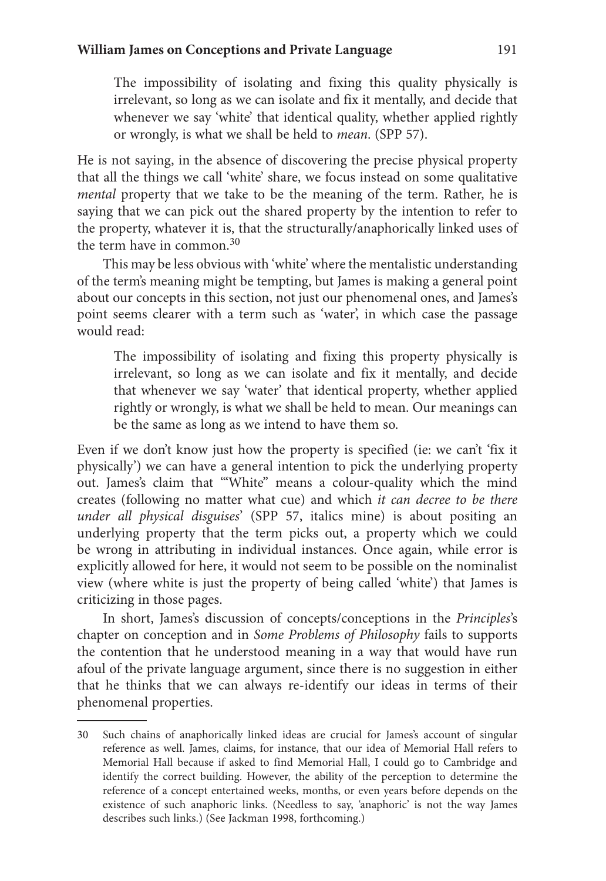> The impossibility of isolating and fixing this quality physically is irrelevant, so long as we can isolate and fix it mentally, and decide that whenever we say 'white' that identical quality, whether applied rightly or wrongly, is what we shall be held to *mean*. (SPP 57).

He is not saying, in the absence of discovering the precise physical property that all the things we call 'white' share, we focus instead on some qualitative *mental* property that we take to be the meaning of the term. Rather, he is saying that we can pick out the shared property by the intention to refer to the property, whatever it is, that the structurally/anaphorically linked uses of the term have in common.[30]

This may be less obvious with 'white' where the mentalistic understanding of the term's meaning might be tempting, but James is making a general point about our concepts in this section, not just our phenomenal ones, and James's point seems clearer with a term such as 'water', in which case the passage would read:

> The impossibility of isolating and fixing this property physically is irrelevant, so long as we can isolate and fix it mentally, and decide that whenever we say 'water' that identical property, whether applied rightly or wrongly, is what we shall be held to mean. Our meanings can be the same as long as we intend to have them so.

Even if we don't know just how the property is specified (ie: we can't 'fix it physically') we can have a general intention to pick the underlying property out. James's claim that '"White" means a colour-quality which the mind creates (following no matter what cue) and which *it can decree to be there under all physical disguises*' (SPP 57, italics mine) is about positing an underlying property that the term picks out, a property which we could be wrong in attributing in individual instances. Once again, while error is explicitly allowed for here, it would not seem to be possible on the nominalist view (where white is just the property of being called 'white') that James is criticizing in those pages.

In short, James's discussion of concepts/conceptions in the *Principles*'s chapter on conception and in *Some Problems of Philosophy* fails to supports the contention that he understood meaning in a way that would have run afoul of the private language argument, since there is no suggestion in either that he thinks that we can always re-identify our ideas in terms of their phenomenal properties.

---

30 Such chains of anaphorically linked ideas are crucial for James's account of singular reference as well. James, claims, for instance, that our idea of Memorial Hall refers to Memorial Hall because if asked to find Memorial Hall, I could go to Cambridge and identify the correct building. However, the ability of the perception to determine the reference of a concept entertained weeks, months, or even years before depends on the existence of such anaphoric links. (Needless to say, 'anaphoric' is not the way James describes such links.) (See Jackman 1998, forthcoming.)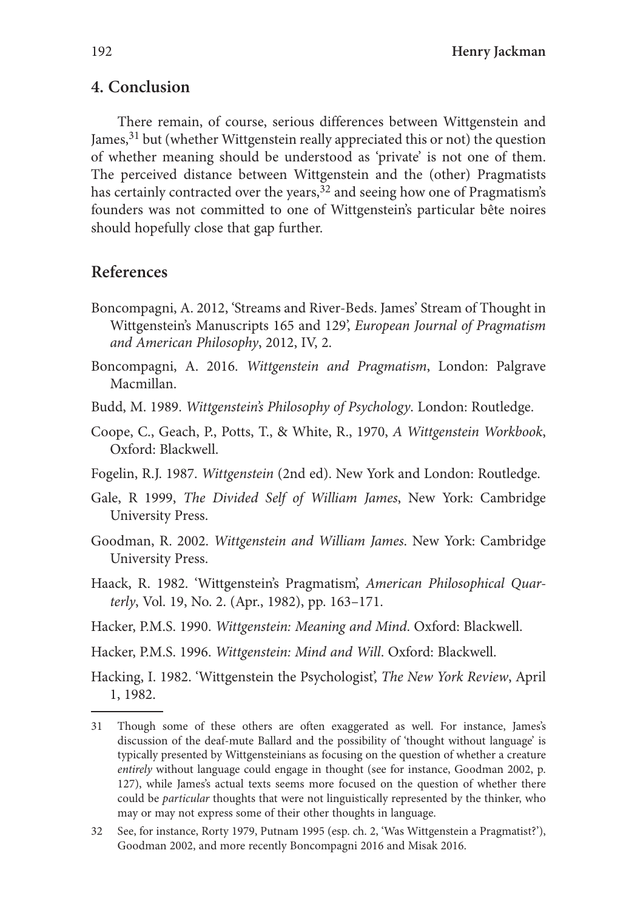## 4. Conclusion

There remain, of course, serious differences between Wittgenstein and James,[31] but (whether Wittgenstein really appreciated this or not) the question of whether meaning should be understood as 'private' is not one of them. The perceived distance between Wittgenstein and the (other) Pragmatists has certainly contracted over the years,[32] and seeing how one of Pragmatism's founders was not committed to one of Wittgenstein's particular bête noires should hopefully close that gap further.

## References

Boncompagni, A. 2012, 'Streams and River-Beds. James' Stream of Thought in Wittgenstein's Manuscripts 165 and 129', *European Journal of Pragmatism and American Philosophy*, 2012, IV, 2.

Boncompagni, A. 2016. *Wittgenstein and Pragmatism*, London: Palgrave Macmillan.

Budd, M. 1989. *Wittgenstein's Philosophy of Psychology*. London: Routledge.

Coope, C., Geach, P., Potts, T., & White, R., 1970, *A Wittgenstein Workbook*, Oxford: Blackwell.

Fogelin, R.J. 1987. *Wittgenstein* (2nd ed). New York and London: Routledge.

Gale, R 1999, *The Divided Self of William James*, New York: Cambridge University Press.

Goodman, R. 2002. *Wittgenstein and William James*. New York: Cambridge University Press.

Haack, R. 1982. 'Wittgenstein's Pragmatism', *American Philosophical Quarterly*, Vol. 19, No. 2. (Apr., 1982), pp. 163–171.

Hacker, P.M.S. 1990. *Wittgenstein: Meaning and Mind*. Oxford: Blackwell.

Hacker, P.M.S. 1996. *Wittgenstein: Mind and Will*. Oxford: Blackwell.

Hacking, I. 1982. 'Wittgenstein the Psychologist', *The New York Review*, April 1, 1982.

---

31 Though some of these others are often exaggerated as well. For instance, James's discussion of the deaf-mute Ballard and the possibility of 'thought without language' is typically presented by Wittgensteinians as focusing on the question of whether a creature *entirely* without language could engage in thought (see for instance, Goodman 2002, p. 127), while James's actual texts seems more focused on the question of whether there could be *particular* thoughts that were not linguistically represented by the thinker, who may or may not express some of their other thoughts in language.

32 See, for instance, Rorty 1979, Putnam 1995 (esp. ch. 2, 'Was Wittgenstein a Pragmatist?'), Goodman 2002, and more recently Boncompagni 2016 and Misak 2016.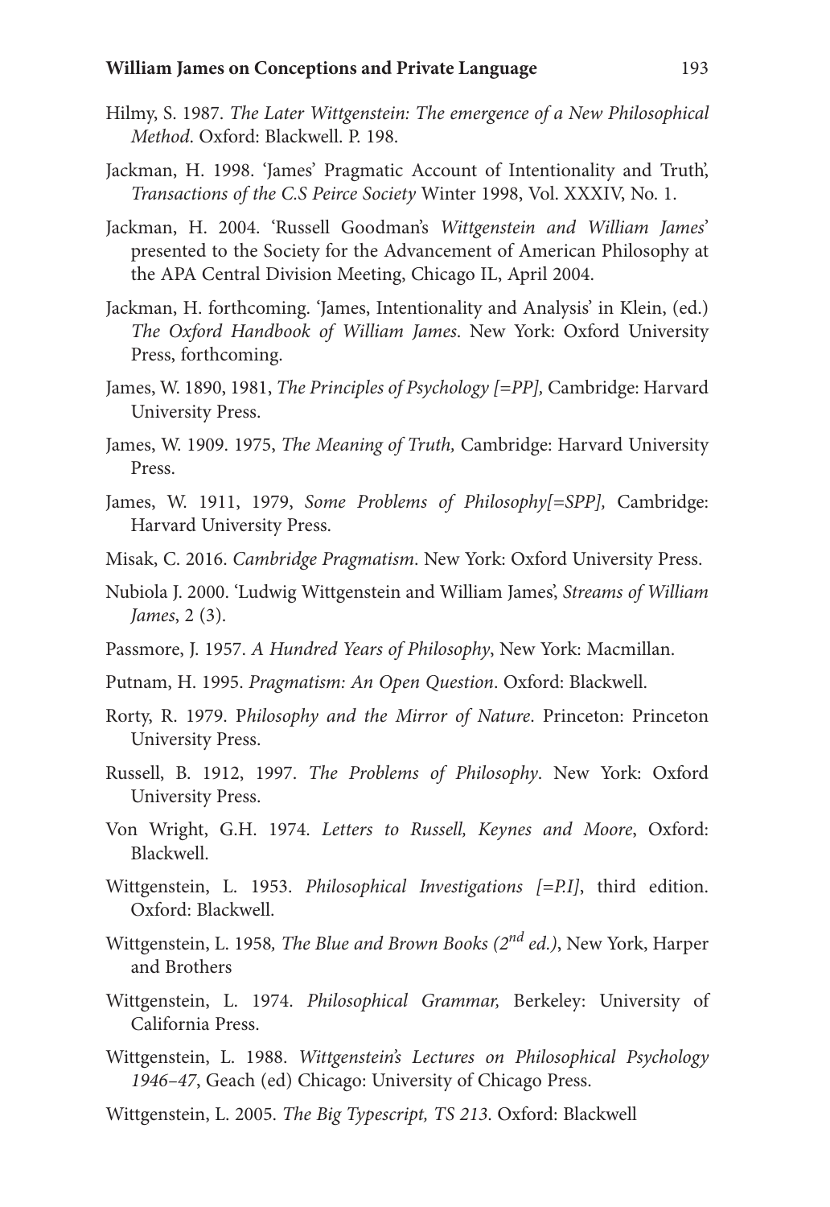Hilmy, S. 1987. *The Later Wittgenstein: The emergence of a New Philosophical Method*. Oxford: Blackwell. P. 198.

Jackman, H. 1998. 'James' Pragmatic Account of Intentionality and Truth', *Transactions of the C.S Peirce Society* Winter 1998, Vol. XXXIV, No. 1.

Jackman, H. 2004. 'Russell Goodman's *Wittgenstein and William James*' presented to the Society for the Advancement of American Philosophy at the APA Central Division Meeting, Chicago IL, April 2004.

Jackman, H. forthcoming. 'James, Intentionality and Analysis' in Klein, (ed.) *The Oxford Handbook of William James*. New York: Oxford University Press, forthcoming.

James, W. 1890, 1981, *The Principles of Psychology [=PP]*, Cambridge: Harvard University Press.

James, W. 1909. 1975, *The Meaning of Truth,* Cambridge: Harvard University Press.

James, W. 1911, 1979, *Some Problems of Philosophy[=SPP],* Cambridge: Harvard University Press.

Misak, C. 2016. *Cambridge Pragmatism*. New York: Oxford University Press.

Nubiola J. 2000. 'Ludwig Wittgenstein and William James', *Streams of William James*, 2 (3).

Passmore, J. 1957. *A Hundred Years of Philosophy*, New York: Macmillan.

Putnam, H. 1995. *Pragmatism: An Open Question*. Oxford: Blackwell.

Rorty, R. 1979. P*hilosophy and the Mirror of Nature*. Princeton: Princeton University Press.

Russell, B. 1912, 1997. *The Problems of Philosophy*. New York: Oxford University Press.

Von Wright, G.H. 1974. *Letters to Russell, Keynes and Moore*, Oxford: Blackwell.

Wittgenstein, L. 1953. *Philosophical Investigations [=P.I]*, third edition. Oxford: Blackwell.

Wittgenstein, L. 1958*, The Blue and Brown Books (2nd ed.)*, New York, Harper and Brothers

Wittgenstein, L. 1974. *Philosophical Grammar,* Berkeley: University of California Press.

Wittgenstein, L. 1988. *Wittgenstein's Lectures on Philosophical Psychology 1946–47*, Geach (ed) Chicago: University of Chicago Press.

Wittgenstein, L. 2005. *The Big Typescript, TS 213*. Oxford: Blackwell